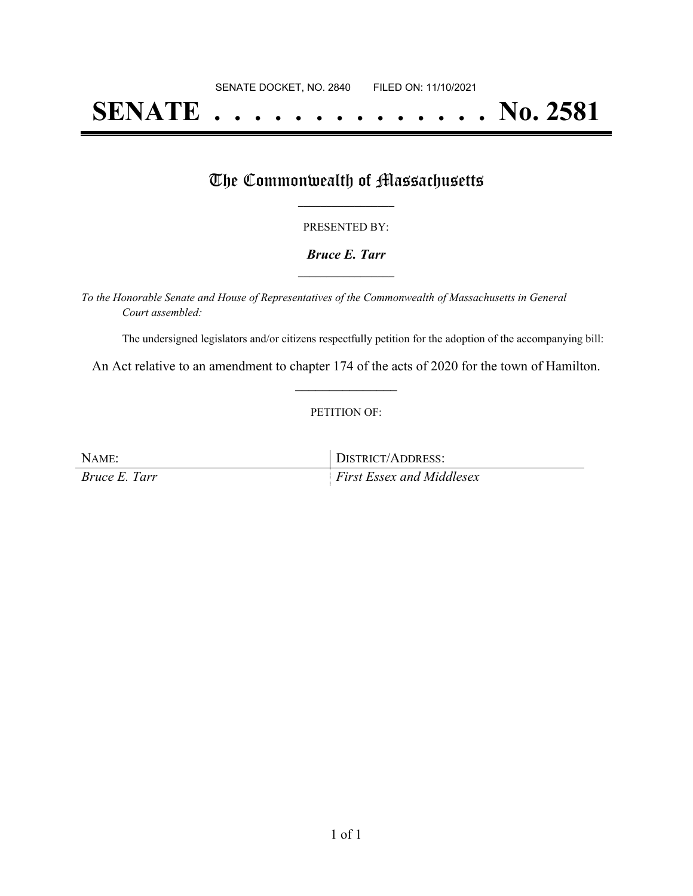SENATE DOCKET, NO. 2840        FILED ON: 11/10/2021

# SENATE . . . . . . . . . . . . . . . No. 2581

## The Commonwealth of Massachusetts

PRESENTED BY:

***Bruce E. Tarr***

*To the Honorable Senate and House of Representatives of the Commonwealth of Massachusetts in General Court assembled:*

The undersigned legislators and/or citizens respectfully petition for the adoption of the accompanying bill:

An Act relative to an amendment to chapter 174 of the acts of 2020 for the town of Hamilton.

PETITION OF:

| NAME: | DISTRICT/ADDRESS: |
| --- | --- |
| *Bruce E. Tarr* | *First Essex and Middlesex* |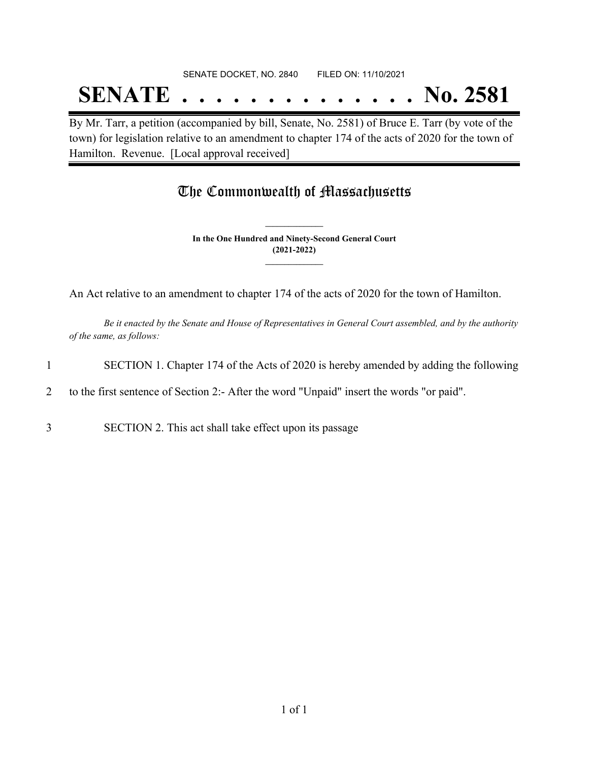SENATE DOCKET, NO. 2840 FILED ON: 11/10/2021

# SENATE . . . . . . . . . . . . . . No. 2581

By Mr. Tarr, a petition (accompanied by bill, Senate, No. 2581) of Bruce E. Tarr (by vote of the town) for legislation relative to an amendment to chapter 174 of the acts of 2020 for the town of Hamilton. Revenue. [Local approval received]

## The Commonwealth of Massachusetts

**In the One Hundred and Ninety-Second General Court (2021-2022)**

An Act relative to an amendment to chapter 174 of the acts of 2020 for the town of Hamilton.

*Be it enacted by the Senate and House of Representatives in General Court assembled, and by the authority of the same, as follows:*

1 SECTION 1. Chapter 174 of the Acts of 2020 is hereby amended by adding the following
2 to the first sentence of Section 2:- After the word "Unpaid" insert the words "or paid".

3 SECTION 2. This act shall take effect upon its passage